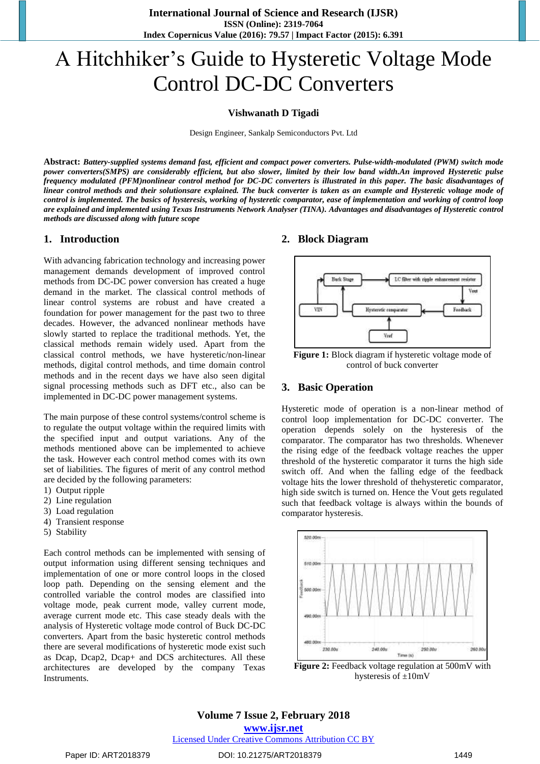# A Hitchhiker's Guide to Hysteretic Voltage Mode Control DC-DC Converters

**Vishwanath D Tigadi**

Design Engineer, Sankalp Semiconductors Pvt. Ltd

**Abstract:** ***Battery-supplied systems demand fast, efficient and compact power converters. Pulse-width-modulated (PWM) switch mode power converters(SMPS) are considerably efficient, but also slower, limited by their low band width.An improved Hysteretic pulse frequency modulated (PFM)nonlinear control method for DC-DC converters is illustrated in this paper. The basic disadvantages of linear control methods and their solutionsare explained. The buck converter is taken as an example and Hysteretic voltage mode of control is implemented. The basics of hysteresis, working of hysteretic comparator, ease of implementation and working of control loop are explained and implemented using Texas Instruments Network Analyser (TINA). Advantages and disadvantages of Hysteretic control methods are discussed along with future scope***

## 1. Introduction

With advancing fabrication technology and increasing power management demands development of improved control methods from DC-DC power conversion has created a huge demand in the market. The classical control methods of linear control systems are robust and have created a foundation for power management for the past two to three decades. However, the advanced nonlinear methods have slowly started to replace the traditional methods. Yet, the classical methods remain widely used. Apart from the classical control methods, we have hysteretic/non-linear methods, digital control methods, and time domain control methods and in the recent days we have also seen digital signal processing methods such as DFT etc., also can be implemented in DC-DC power management systems.

The main purpose of these control systems/control scheme is to regulate the output voltage within the required limits with the specified input and output variations. Any of the methods mentioned above can be implemented to achieve the task. However each control method comes with its own set of liabilities. The figures of merit of any control method are decided by the following parameters:

1) Output ripple
2) Line regulation
3) Load regulation
4) Transient response
5) Stability

Each control methods can be implemented with sensing of output information using different sensing techniques and implementation of one or more control loops in the closed loop path. Depending on the sensing element and the controlled variable the control modes are classified into voltage mode, peak current mode, valley current mode, average current mode etc. This case steady deals with the analysis of Hysteretic voltage mode control of Buck DC-DC converters. Apart from the basic hysteretic control methods there are several modifications of hysteretic mode exist such as Dcap, Dcap2, Dcap+ and DCS architectures. All these architectures are developed by the company Texas Instruments.

## 2. Block Diagram

**Figure 1:** Block diagram if hysteretic voltage mode of control of buck converter

## 3. Basic Operation

Hysteretic mode of operation is a non-linear method of control loop implementation for DC-DC converter. The operation depends solely on the hysteresis of the comparator. The comparator has two thresholds. Whenever the rising edge of the feedback voltage reaches the upper threshold of the hysteretic comparator it turns the high side switch off. And when the falling edge of the feedback voltage hits the lower threshold of thehysteretic comparator, high side switch is turned on. Hence the Vout gets regulated such that feedback voltage is always within the bounds of comparator hysteresis.

**Figure 2:** Feedback voltage regulation at 500mV with hysteresis of ±10mV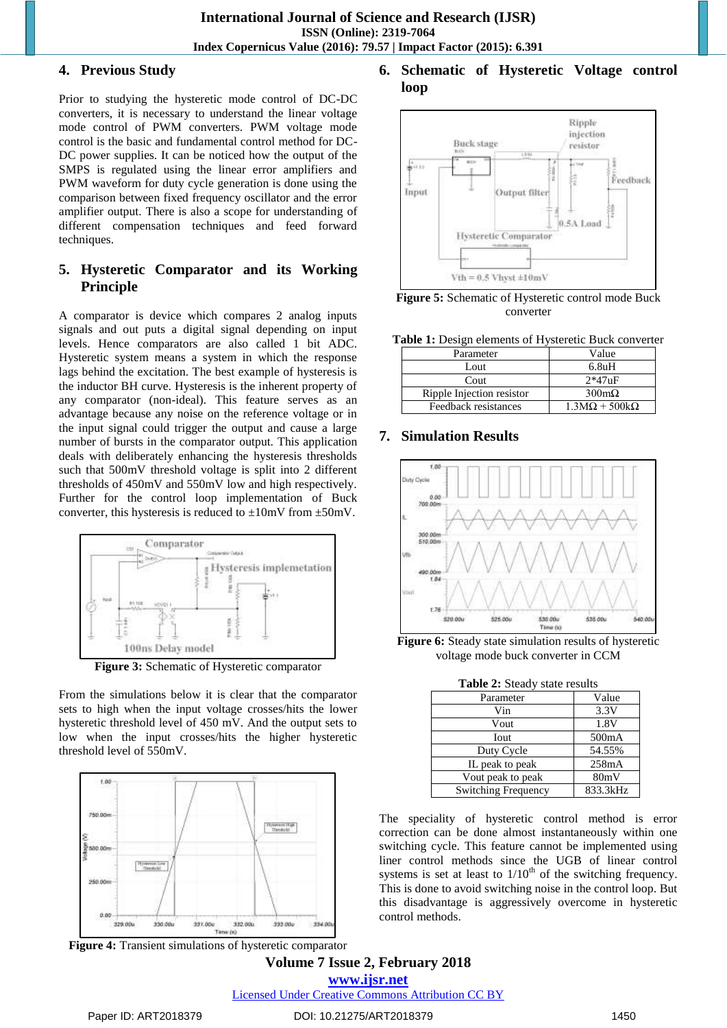## 4. Previous Study

Prior to studying the hysteretic mode control of DC-DC converters, it is necessary to understand the linear voltage mode control of PWM converters. PWM voltage mode control is the basic and fundamental control method for DC-DC power supplies. It can be noticed how the output of the SMPS is regulated using the linear error amplifiers and PWM waveform for duty cycle generation is done using the comparison between fixed frequency oscillator and the error amplifier output. There is also a scope for understanding of different compensation techniques and feed forward techniques.

## 5. Hysteretic Comparator and its Working Principle

A comparator is device which compares 2 analog inputs signals and out puts a digital signal depending on input levels. Hence comparators are also called 1 bit ADC. Hysteretic system means a system in which the response lags behind the excitation. The best example of hysteresis is the inductor BH curve. Hysteresis is the inherent property of any comparator (non-ideal). This feature serves as an advantage because any noise on the reference voltage or in the input signal could trigger the output and cause a large number of bursts in the comparator output. This application deals with deliberately enhancing the hysteresis thresholds such that 500mV threshold voltage is split into 2 different thresholds of 450mV and 550mV low and high respectively. Further for the control loop implementation of Buck converter, this hysteresis is reduced to ±10mV from ±50mV.

**Figure 3:** Schematic of Hysteretic comparator

From the simulations below it is clear that the comparator sets to high when the input voltage crosses/hits the lower hysteretic threshold level of 450 mV. And the output sets to low when the input crosses/hits the higher hysteretic threshold level of 550mV.

**Figure 4:** Transient simulations of hysteretic comparator

## 6. Schematic of Hysteretic Voltage control loop

**Figure 5:** Schematic of Hysteretic control mode Buck converter

**Table 1:** Design elements of Hysteretic Buck converter

| Parameter | Value |
|---|---|
| Lout | 6.8uH |
| Cout | 2*47uF |
| Ripple Injection resistor | 300mΩ |
| Feedback resistances | 1.3MΩ + 500kΩ |

## 7. Simulation Results

**Figure 6:** Steady state simulation results of hysteretic voltage mode buck converter in CCM

**Table 2:** Steady state results

| Parameter | Value |
|---|---|
| Vin | 3.3V |
| Vout | 1.8V |
| Iout | 500mA |
| Duty Cycle | 54.55% |
| IL peak to peak | 258mA |
| Vout peak to peak | 80mV |
| Switching Frequency | 833.3kHz |

The speciality of hysteretic control method is error correction can be done almost instantaneously within one switching cycle. This feature cannot be implemented using liner control methods since the UGB of linear control systems is set at least to 1/10$^{th}$ of the switching frequency. This is done to avoid switching noise in the control loop. But this disadvantage is aggressively overcome in hysteretic control methods.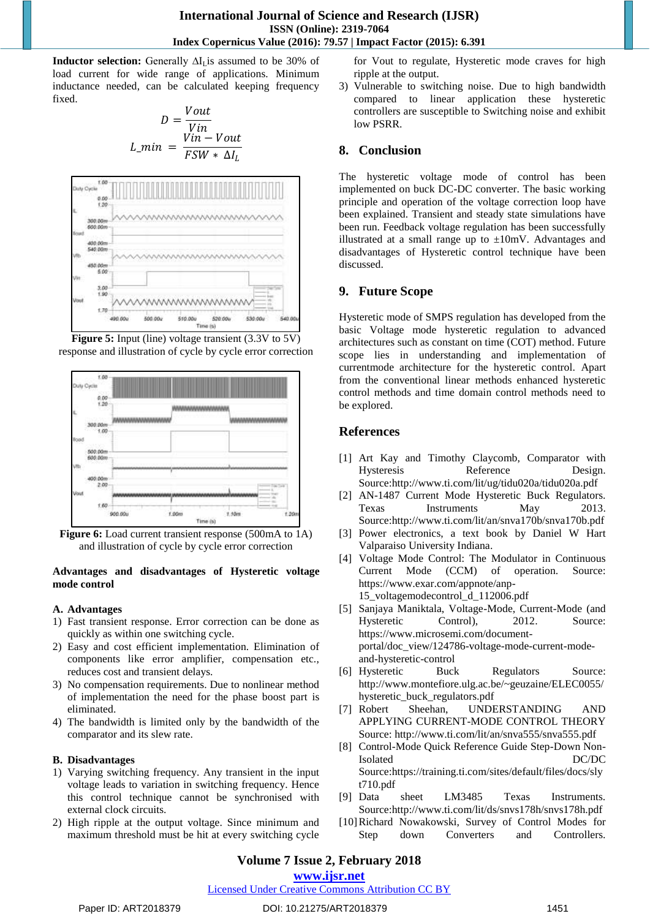**Inductor selection:** Generally $\Delta I_L$ is assumed to be 30% of load current for wide range of applications. Minimum inductance needed, can be calculated keeping frequency fixed.

$$D = \frac{Vout}{Vin}$$

$$L\_min = \frac{Vin - Vout}{FSW * \Delta I_L}$$

**Figure 5:** Input (line) voltage transient (3.3V to 5V) response and illustration of cycle by cycle error correction

**Figure 6:** Load current transient response (500mA to 1A) and illustration of cycle by cycle error correction

**Advantages and disadvantages of Hysteretic voltage mode control**

**A. Advantages**

1) Fast transient response. Error correction can be done as quickly as within one switching cycle.
2) Easy and cost efficient implementation. Elimination of components like error amplifier, compensation etc., reduces cost and transient delays.
3) No compensation requirements. Due to nonlinear method of implementation the need for the phase boost part is eliminated.
4) The bandwidth is limited only by the bandwidth of the comparator and its slew rate.

**B. Disadvantages**

1) Varying switching frequency. Any transient in the input voltage leads to variation in switching frequency. Hence this control technique cannot be synchronised with external clock circuits.
2) High ripple at the output voltage. Since minimum and maximum threshold must be hit at every switching cycle for Vout to regulate, Hysteretic mode craves for high ripple at the output.
3) Vulnerable to switching noise. Due to high bandwidth compared to linear application these hysteretic controllers are susceptible to Switching noise and exhibit low PSRR.

## 8. Conclusion

The hysteretic voltage mode of control has been implemented on buck DC-DC converter. The basic working principle and operation of the voltage correction loop have been explained. Transient and steady state simulations have been run. Feedback voltage regulation has been successfully illustrated at a small range up to ±10mV. Advantages and disadvantages of Hysteretic control technique have been discussed.

## 9. Future Scope

Hysteretic mode of SMPS regulation has developed from the basic Voltage mode hysteretic regulation to advanced architectures such as constant on time (COT) method. Future scope lies in understanding and implementation of currentmode architecture for the hysteretic control. Apart from the conventional linear methods enhanced hysteretic control methods and time domain control methods need to be explored.

## References

[1] Art Kay and Timothy Claycomb, Comparator with Hysteresis Reference Design. Source:http://www.ti.com/lit/ug/tidu020a/tidu020a.pdf

[2] AN-1487 Current Mode Hysteretic Buck Regulators. Texas Instruments May 2013. Source:http://www.ti.com/lit/an/snva170b/snva170b.pdf

[3] Power electronics, a text book by Daniel W Hart Valparaiso University Indiana.

[4] Voltage Mode Control: The Modulator in Continuous Current Mode (CCM) of operation. Source: https://www.exar.com/appnote/anp-15_voltagemodecontrol_d_112006.pdf

[5] Sanjaya Maniktala, Voltage-Mode, Current-Mode (and Hysteretic Control), 2012. Source: https://www.microsemi.com/document-portal/doc_view/124786-voltage-mode-current-mode-and-hysteretic-control

[6] Hysteretic Buck Regulators Source: http://www.montefiore.ulg.ac.be/~geuzaine/ELEC0055/hysteretic_buck_regulators.pdf

[7] Robert Sheehan, UNDERSTANDING AND APPLYING CURRENT-MODE CONTROL THEORY Source: http://www.ti.com/lit/an/snva555/snva555.pdf

[8] Control-Mode Quick Reference Guide Step-Down Non-Isolated DC/DC Source:https://training.ti.com/sites/default/files/docs/slyt710.pdf

[9] Data sheet LM3485 Texas Instruments. Source:http://www.ti.com/lit/ds/snvs178h/snvs178h.pdf

[10] Richard Nowakowski, Survey of Control Modes for Step down Converters and Controllers.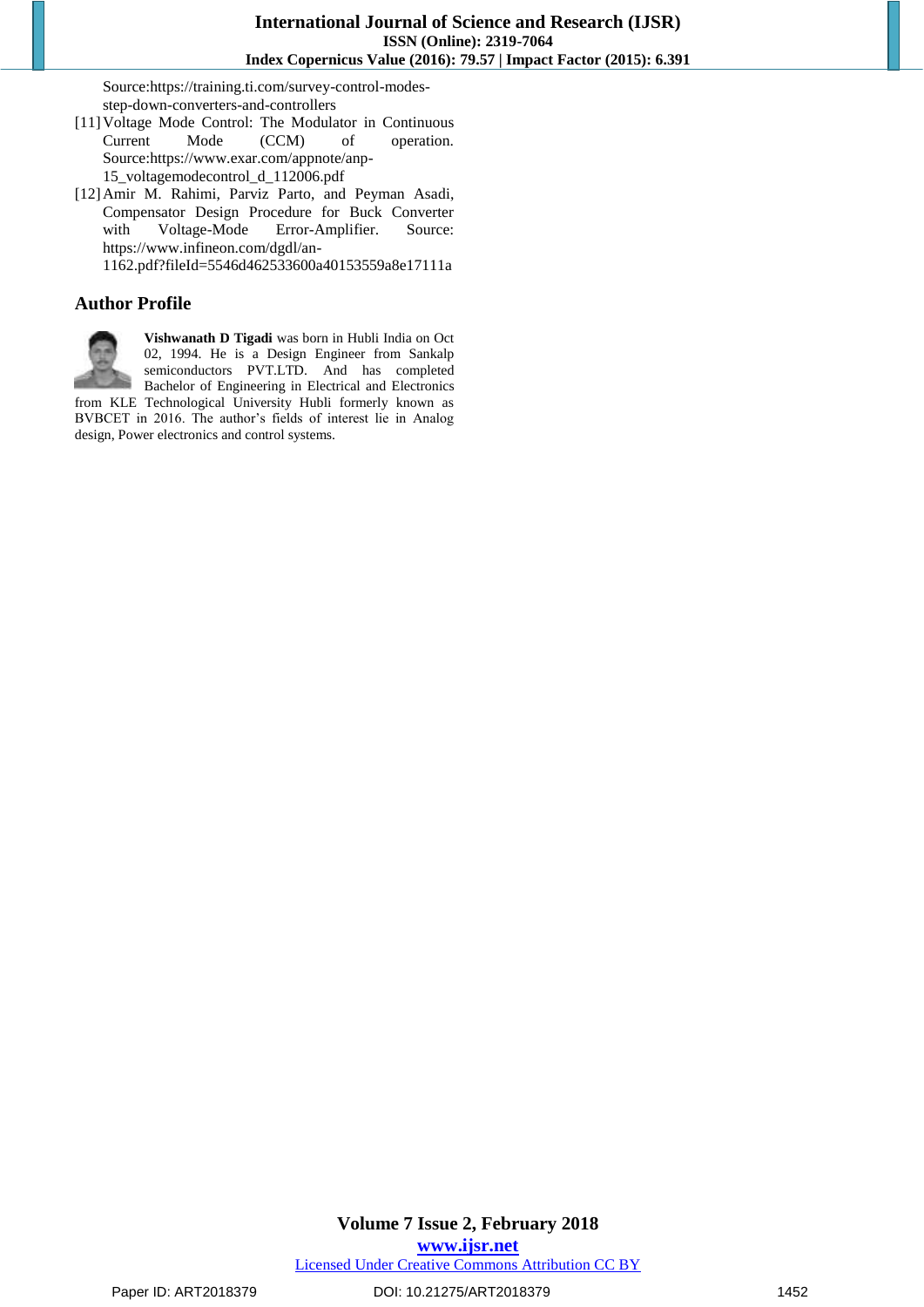Source:https://training.ti.com/survey-control-modes-step-down-converters-and-controllers

[11] Voltage Mode Control: The Modulator in Continuous Current Mode (CCM) of operation. Source:https://www.exar.com/appnote/anp-15_voltagemodecontrol_d_112006.pdf

[12] Amir M. Rahimi, Parviz Parto, and Peyman Asadi, Compensator Design Procedure for Buck Converter with Voltage-Mode Error-Amplifier. Source: https://www.infineon.com/dgdl/an-1162.pdf?fileId=5546d462533600a40153559a8e17111a

## Author Profile

**Vishwanath D Tigadi** was born in Hubli India on Oct 02, 1994. He is a Design Engineer from Sankalp semiconductors PVT.LTD. And has completed Bachelor of Engineering in Electrical and Electronics from KLE Technological University Hubli formerly known as BVBCET in 2016. The author's fields of interest lie in Analog design, Power electronics and control systems.